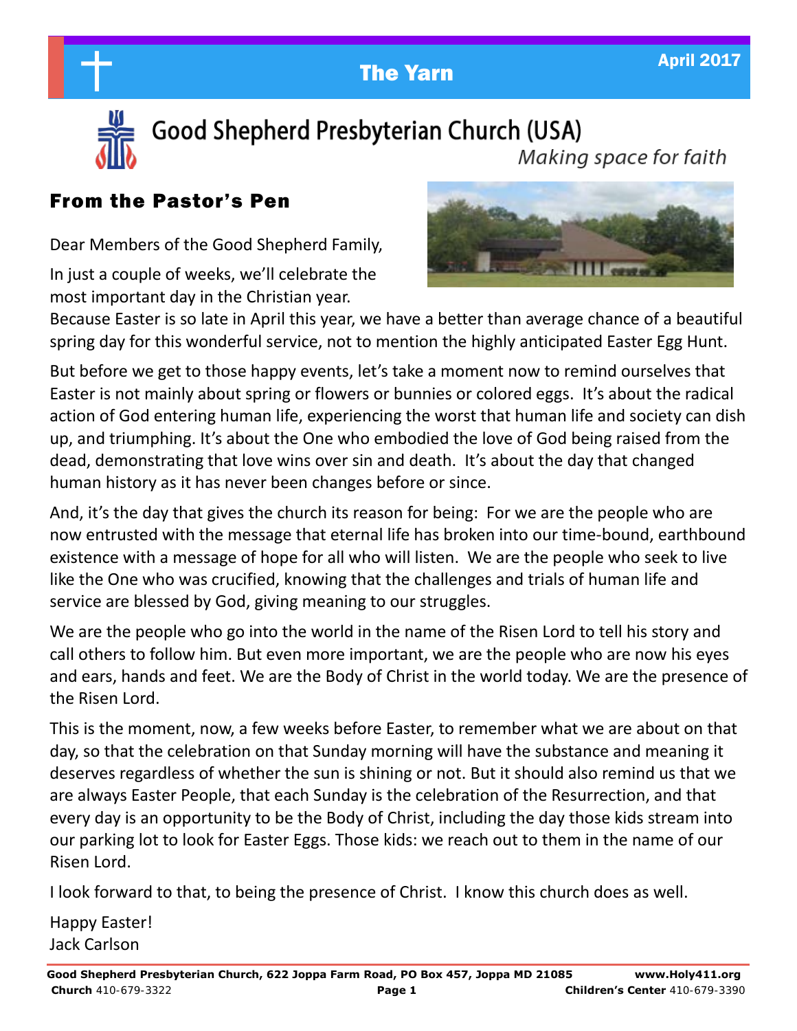The Yarn

April 2017

# Good Shepherd Presbyterian Church (USA)

*Making space for faith*

## From the Pastor's Pen

Dear Members of the Good Shepherd Family,

In just a couple of weeks, we'll celebrate the most important day in the Christian year. Because Easter is so late in April this year, we have a better than average chance of a beautiful spring day for this wonderful service, not to mention the highly anticipated Easter Egg Hunt.

But before we get to those happy events, let's take a moment now to remind ourselves that Easter is not mainly about spring or flowers or bunnies or colored eggs. It's about the radical action of God entering human life, experiencing the worst that human life and society can dish up, and triumphing. It's about the One who embodied the love of God being raised from the dead, demonstrating that love wins over sin and death. It's about the day that changed human history as it has never been changes before or since.

And, it's the day that gives the church its reason for being: For we are the people who are now entrusted with the message that eternal life has broken into our time-bound, earthbound existence with a message of hope for all who will listen. We are the people who seek to live like the One who was crucified, knowing that the challenges and trials of human life and service are blessed by God, giving meaning to our struggles.

We are the people who go into the world in the name of the Risen Lord to tell his story and call others to follow him. But even more important, we are the people who are now his eyes and ears, hands and feet. We are the Body of Christ in the world today. We are the presence of the Risen Lord.

This is the moment, now, a few weeks before Easter, to remember what we are about on that day, so that the celebration on that Sunday morning will have the substance and meaning it deserves regardless of whether the sun is shining or not. But it should also remind us that we are always Easter People, that each Sunday is the celebration of the Resurrection, and that every day is an opportunity to be the Body of Christ, including the day those kids stream into our parking lot to look for Easter Eggs. Those kids: we reach out to them in the name of our Risen Lord.

I look forward to that, to being the presence of Christ. I know this church does as well.

Happy Easter!
Jack Carlson

**Good Shepherd Presbyterian Church, 622 Joppa Farm Road, PO Box 457, Joppa MD 21085** **www.Holy411.org**
**Church** 410-679-3322 **Children's Center** 410-679-3390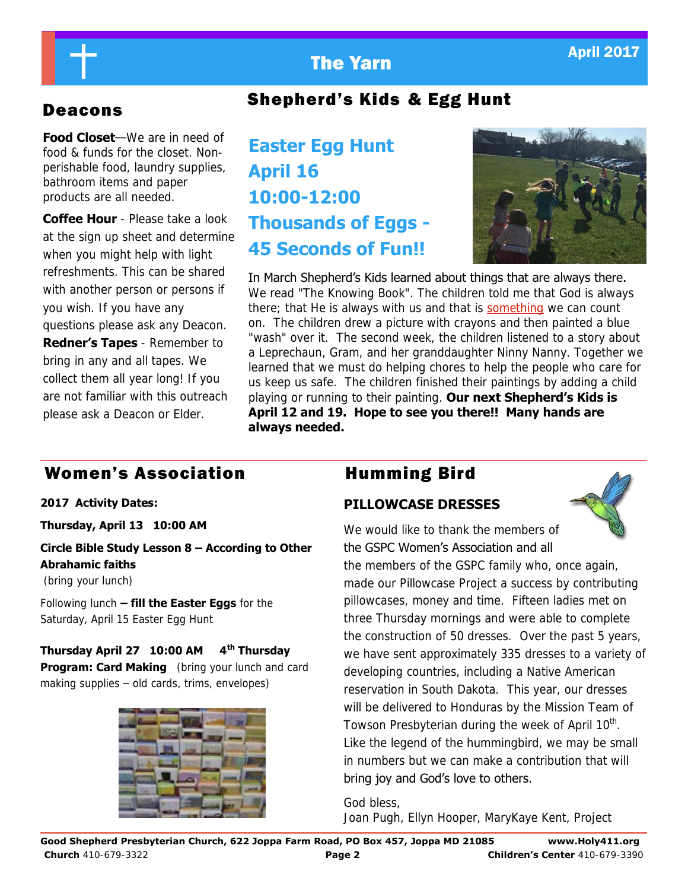# The Yarn

April 2017

## Deacons

**Food Closet**—We are in need of food & funds for the closet. Non-perishable food, laundry supplies, bathroom items and paper products are all needed.

**Coffee Hour** - Please take a look at the sign up sheet and determine when you might help with light refreshments. This can be shared with another person or persons if you wish. If you have any questions please ask any Deacon.

**Redner's Tapes** - Remember to bring in any and all tapes. We collect them all year long! If you are not familiar with this outreach please ask a Deacon or Elder.

## Shepherd's Kids & Egg Hunt

### Easter Egg Hunt
### April 16
### 10:00-12:00
### Thousands of Eggs -
### 45 Seconds of Fun!!

In March Shepherd's Kids learned about things that are always there. We read "The Knowing Book". The children told me that God is always there; that He is always with us and that is something we can count on. The children drew a picture with crayons and then painted a blue "wash" over it. The second week, the children listened to a story about a Leprechaun, Gram, and her granddaughter Ninny Nanny. Together we learned that we must do helping chores to help the people who care for us keep us safe. The children finished their paintings by adding a child playing or running to their painting. **Our next Shepherd's Kids is April 12 and 19. Hope to see you there!! Many hands are always needed.**

## Women's Association

**2017 Activity Dates:**

**Thursday, April 13 10:00 AM**

**Circle Bible Study Lesson 8 – According to Other Abrahamic faiths**
(bring your lunch)

Following lunch **– fill the Easter Eggs** for the Saturday, April 15 Easter Egg Hunt

**Thursday April 27 10:00 AM 4th Thursday**
**Program: Card Making** (bring your lunch and card making supplies – old cards, trims, envelopes)

## Humming Bird

### PILLOWCASE DRESSES

We would like to thank the members of the GSPC Women's Association and all the members of the GSPC family who, once again, made our Pillowcase Project a success by contributing pillowcases, money and time. Fifteen ladies met on three Thursday mornings and were able to complete the construction of 50 dresses. Over the past 5 years, we have sent approximately 335 dresses to a variety of developing countries, including a Native American reservation in South Dakota. This year, our dresses will be delivered to Honduras by the Mission Team of Towson Presbyterian during the week of April 10th. Like the legend of the hummingbird, we may be small in numbers but we can make a contribution that will bring joy and God's love to others.

God bless,
Joan Pugh, Ellyn Hooper, MaryKaye Kent, Project

**Good Shepherd Presbyterian Church, 622 Joppa Farm Road, PO Box 457, Joppa MD 21085** **www.Holy411.org**
**Church** 410-679-3322 **Children's Center** 410-679-3390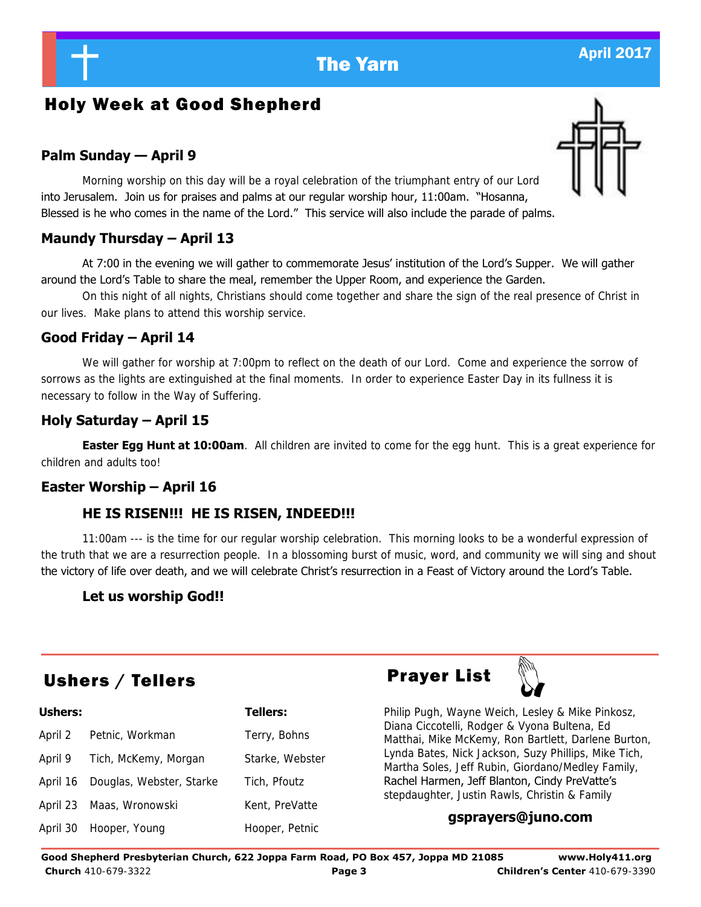# The Yarn

April 2017

## Holy Week at Good Shepherd

### Palm Sunday — April 9

Morning worship on this day will be a royal celebration of the triumphant entry of our Lord into Jerusalem. Join us for praises and palms at our regular worship hour, 11:00am. "Hosanna, Blessed is he who comes in the name of the Lord." This service will also include the parade of palms.

### Maundy Thursday – April 13

At 7:00 in the evening we will gather to commemorate Jesus' institution of the Lord's Supper. We will gather around the Lord's Table to share the meal, remember the Upper Room, and experience the Garden.

On this night of all nights, Christians should come together and share the sign of the real presence of Christ in our lives. Make plans to attend this worship service.

### Good Friday – April 14

We will gather for worship at 7:00pm to reflect on the death of our Lord. Come and experience the sorrow of sorrows as the lights are extinguished at the final moments. In order to experience Easter Day in its fullness it is necessary to follow in the Way of Suffering.

### Holy Saturday – April 15

**Easter Egg Hunt at 10:00am**. All children are invited to come for the egg hunt. This is a great experience for children and adults too!

### Easter Worship – April 16

**HE IS RISEN!!! HE IS RISEN, INDEED!!!**

11:00am --- is the time for our regular worship celebration. This morning looks to be a wonderful expression of the truth that we are a resurrection people. In a blossoming burst of music, word, and community we will sing and shout the victory of life over death, and we will celebrate Christ's resurrection in a Feast of Victory around the Lord's Table.

**Let us worship God!!**

## Ushers / Tellers

| | Ushers: | Tellers: |
|---|---|---|
| April 2 | Petnic, Workman | Terry, Bohns |
| April 9 | Tich, McKemy, Morgan | Starke, Webster |
| April 16 | Douglas, Webster, Starke | Tich, Pfoutz |
| April 23 | Maas, Wronowski | Kent, PreVatte |
| April 30 | Hooper, Young | Hooper, Petnic |

## Prayer List

Philip Pugh, Wayne Weich, Lesley & Mike Pinkosz, Diana Ciccotelli, Rodger & Vyona Bultena, Ed Matthai, Mike McKemy, Ron Bartlett, Darlene Burton, Lynda Bates, Nick Jackson, Suzy Phillips, Mike Tich, Martha Soles, Jeff Rubin, Giordano/Medley Family, Rachel Harmen, Jeff Blanton, Cindy PreVatte's stepdaughter, Justin Rawls, Christin & Family

**gsprayers@juno.com**

**Good Shepherd Presbyterian Church, 622 Joppa Farm Road, PO Box 457, Joppa MD 21085** **www.Holy411.org**
**Church** 410-679-3322 **Children's Center** 410-679-3390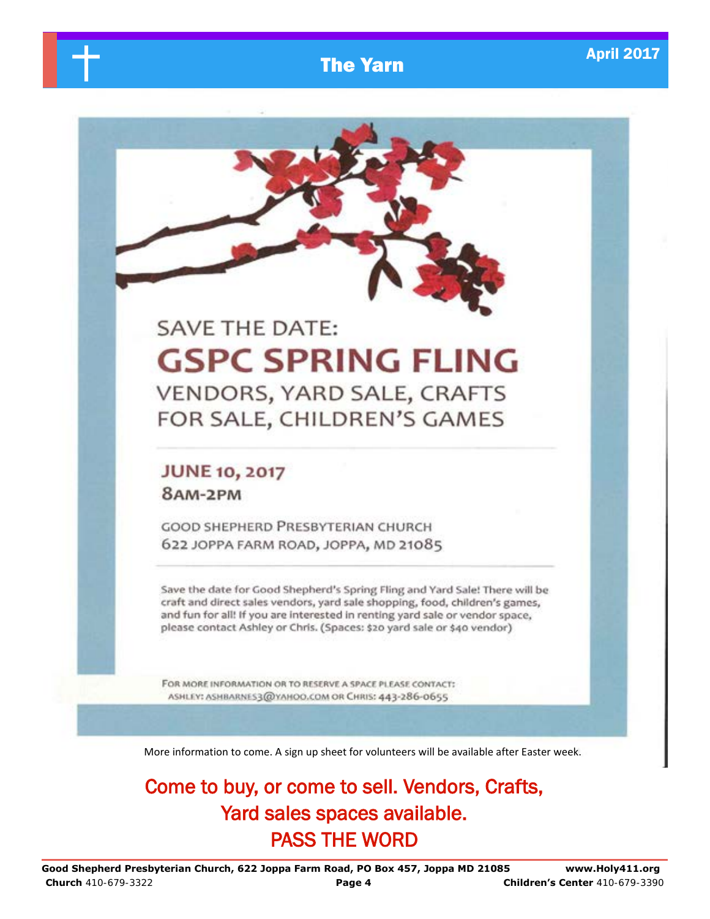SAVE THE DATE:

# GSPC SPRING FLING

## VENDORS, YARD SALE, CRAFTS FOR SALE, CHILDREN'S GAMES

**JUNE 10, 2017**

**8AM-2PM**

GOOD SHEPHERD PRESBYTERIAN CHURCH
622 JOPPA FARM ROAD, JOPPA, MD 21085

Save the date for Good Shepherd's Spring Fling and Yard Sale! There will be craft and direct sales vendors, yard sale shopping, food, children's games, and fun for all! If you are interested in renting yard sale or vendor space, please contact Ashley or Chris. (Spaces: $20 yard sale or $40 vendor)

FOR MORE INFORMATION OR TO RESERVE A SPACE PLEASE CONTACT:
ASHLEY: ASHBARNES3@YAHOO.COM OR CHRIS: 443-286-0655

More information to come. A sign up sheet for volunteers will be available after Easter week.

Come to buy, or come to sell. Vendors, Crafts, Yard sales spaces available.

PASS THE WORD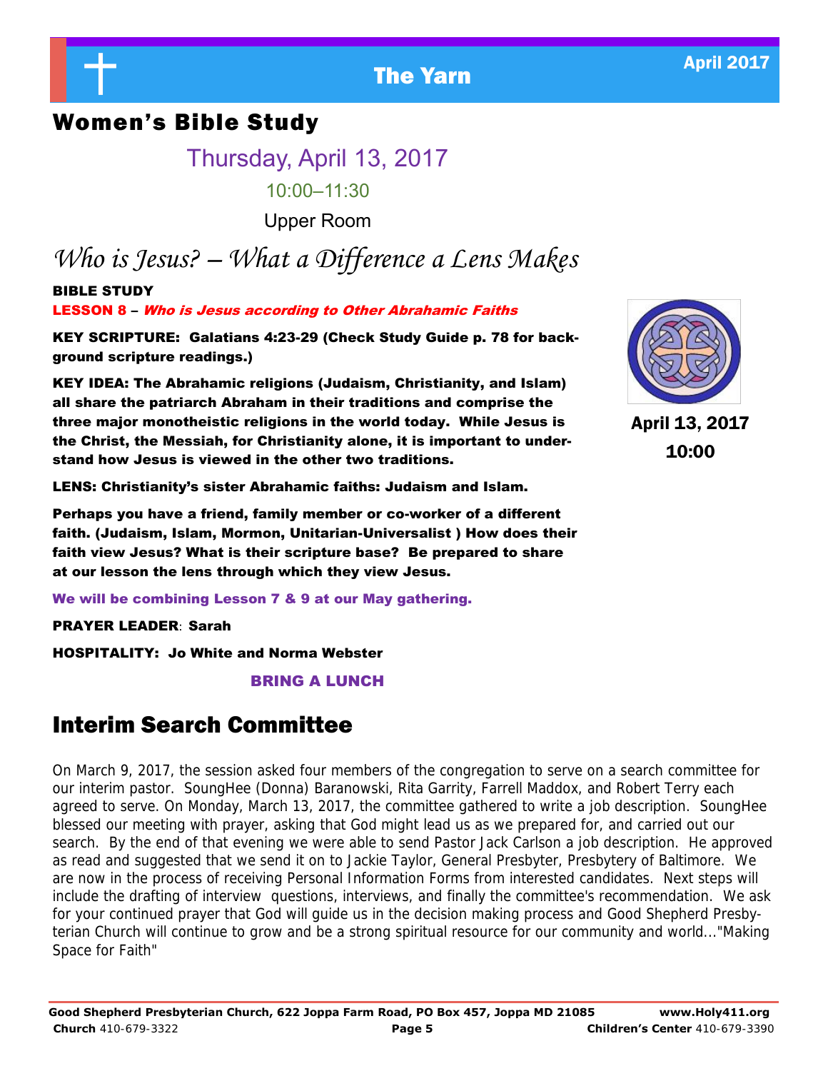## Women's Bible Study

Thursday, April 13, 2017

10:00–11:30

Upper Room

### *Who is Jesus? – What a Difference a Lens Makes*

**BIBLE STUDY**

**LESSON 8 – *Who is Jesus according to Other Abrahamic Faiths***

**KEY SCRIPTURE: Galatians 4:23-29 (Check Study Guide p. 78 for background scripture readings.)**

**KEY IDEA: The Abrahamic religions (Judaism, Christianity, and Islam) all share the patriarch Abraham in their traditions and comprise the three major monotheistic religions in the world today. While Jesus is the Christ, the Messiah, for Christianity alone, it is important to understand how Jesus is viewed in the other two traditions.**

**LENS: Christianity's sister Abrahamic faiths: Judaism and Islam.**

**Perhaps you have a friend, family member or co-worker of a different faith. (Judaism, Islam, Mormon, Unitarian-Universalist ) How does their faith view Jesus? What is their scripture base? Be prepared to share at our lesson the lens through which they view Jesus.**

**We will be combining Lesson 7 & 9 at our May gathering.**

**PRAYER LEADER**: **Sarah**

**HOSPITALITY: Jo White and Norma Webster**

**BRING A LUNCH**

**April 13, 2017**
**10:00**

## Interim Search Committee

On March 9, 2017, the session asked four members of the congregation to serve on a search committee for our interim pastor. SoungHee (Donna) Baranowski, Rita Garrity, Farrell Maddox, and Robert Terry each agreed to serve. On Monday, March 13, 2017, the committee gathered to write a job description. SoungHee blessed our meeting with prayer, asking that God might lead us as we prepared for, and carried out our search. By the end of that evening we were able to send Pastor Jack Carlson a job description. He approved as read and suggested that we send it on to Jackie Taylor, General Presbyter, Presbytery of Baltimore. We are now in the process of receiving Personal Information Forms from interested candidates. Next steps will include the drafting of interview questions, interviews, and finally the committee's recommendation. We ask for your continued prayer that God will guide us in the decision making process and Good Shepherd Presbyterian Church will continue to grow and be a strong spiritual resource for our community and world…"Making Space for Faith"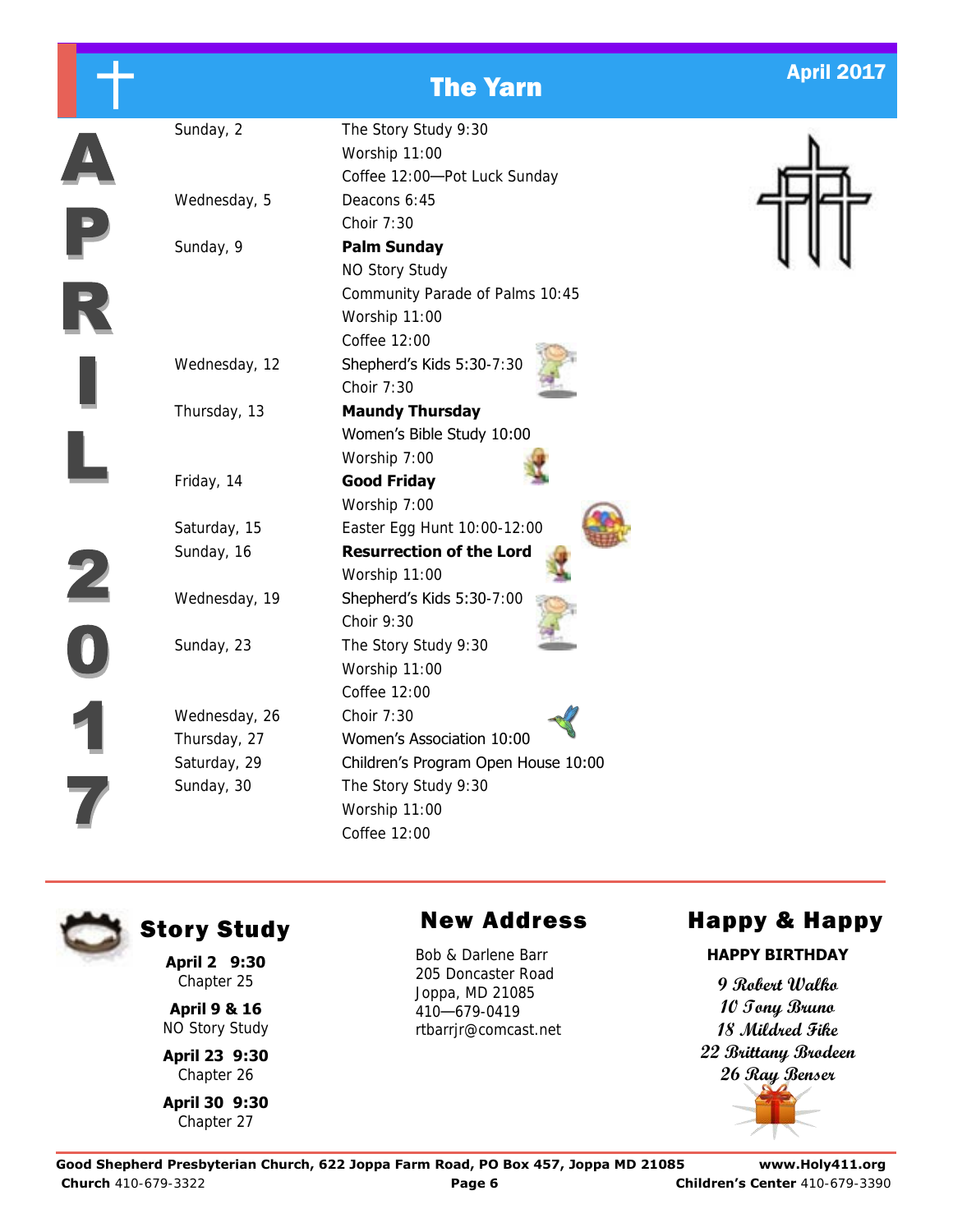# The Yarn

April 2017

## APRIL 2017

| | |
|---|---|
| Sunday, 2 | The Story Study 9:30 |
| | Worship 11:00 |
| | Coffee 12:00—Pot Luck Sunday |
| Wednesday, 5 | Deacons 6:45 |
| | Choir 7:30 |
| Sunday, 9 | **Palm Sunday** |
| | NO Story Study |
| | Community Parade of Palms 10:45 |
| | Worship 11:00 |
| | Coffee 12:00 |
| Wednesday, 12 | Shepherd's Kids 5:30-7:30 |
| | Choir 7:30 |
| Thursday, 13 | **Maundy Thursday** |
| | Women's Bible Study 10:00 |
| | Worship 7:00 |
| Friday, 14 | **Good Friday** |
| | Worship 7:00 |
| Saturday, 15 | Easter Egg Hunt 10:00-12:00 |
| Sunday, 16 | **Resurrection of the Lord** |
| | Worship 11:00 |
| Wednesday, 19 | Shepherd's Kids 5:30-7:00 |
| | Choir 9:30 |
| Sunday, 23 | The Story Study 9:30 |
| | Worship 11:00 |
| | Coffee 12:00 |
| Wednesday, 26 | Choir 7:30 |
| Thursday, 27 | Women's Association 10:00 |
| Saturday, 29 | Children's Program Open House 10:00 |
| Sunday, 30 | The Story Study 9:30 |
| | Worship 11:00 |
| | Coffee 12:00 |

## Story Study

**April 2 9:30**
Chapter 25

**April 9 & 16**
NO Story Study

**April 23 9:30**
Chapter 26

**April 30 9:30**
Chapter 27

## New Address

Bob & Darlene Barr
205 Doncaster Road
Joppa, MD 21085
410—679-0419
rtbarrjr@comcast.net

## Happy & Happy

**HAPPY BIRTHDAY**

*9 Robert Walko*
*10 Tony Bruno*
*18 Mildred Fike*
*22 Brittany Brodeen*
*26 Ray Benser*

**Good Shepherd Presbyterian Church, 622 Joppa Farm Road, PO Box 457, Joppa MD 21085** **www.Holy411.org**
**Church** 410-679-3322 **Children's Center** 410-679-3390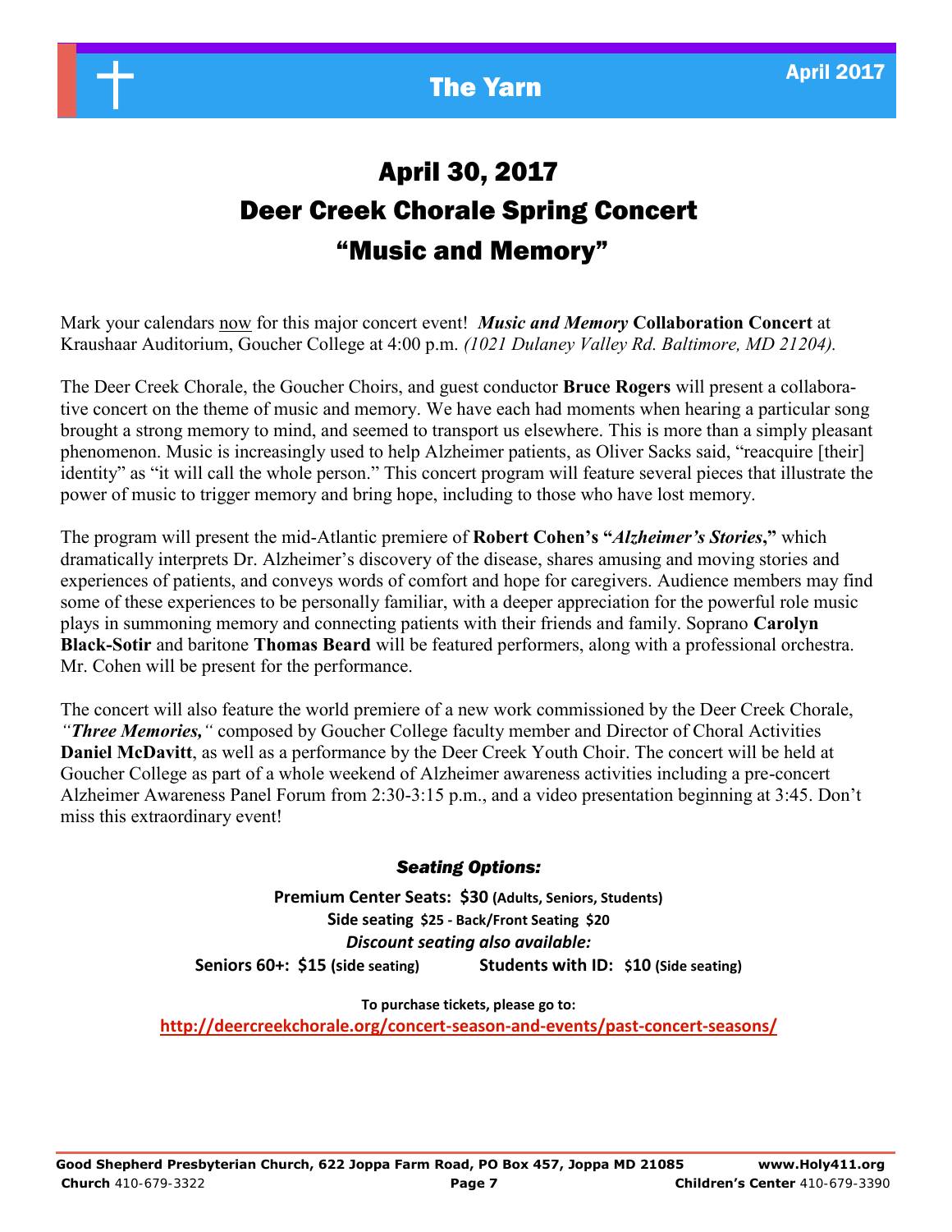# April 30, 2017
# Deer Creek Chorale Spring Concert
# "Music and Memory"

Mark your calendars now for this major concert event! ***Music and Memory* Collaboration Concert** at Kraushaar Auditorium, Goucher College at 4:00 p.m. *(1021 Dulaney Valley Rd. Baltimore, MD 21204).*

The Deer Creek Chorale, the Goucher Choirs, and guest conductor **Bruce Rogers** will present a collaborative concert on the theme of music and memory. We have each had moments when hearing a particular song brought a strong memory to mind, and seemed to transport us elsewhere. This is more than a simply pleasant phenomenon. Music is increasingly used to help Alzheimer patients, as Oliver Sacks said, "reacquire [their] identity" as "it will call the whole person." This concert program will feature several pieces that illustrate the power of music to trigger memory and bring hope, including to those who have lost memory.

The program will present the mid-Atlantic premiere of **Robert Cohen's "*Alzheimer's Stories*,"** which dramatically interprets Dr. Alzheimer's discovery of the disease, shares amusing and moving stories and experiences of patients, and conveys words of comfort and hope for caregivers. Audience members may find some of these experiences to be personally familiar, with a deeper appreciation for the powerful role music plays in summoning memory and connecting patients with their friends and family. Soprano **Carolyn Black-Sotir** and baritone **Thomas Beard** will be featured performers, along with a professional orchestra. Mr. Cohen will be present for the performance.

The concert will also feature the world premiere of a new work commissioned by the Deer Creek Chorale, *"**Three Memories,**"* composed by Goucher College faculty member and Director of Choral Activities **Daniel McDavitt**, as well as a performance by the Deer Creek Youth Choir. The concert will be held at Goucher College as part of a whole weekend of Alzheimer awareness activities including a pre-concert Alzheimer Awareness Panel Forum from 2:30-3:15 p.m., and a video presentation beginning at 3:45. Don't miss this extraordinary event!

***Seating Options:***

**Premium Center Seats: $30 (Adults, Seniors, Students)**

**Side seating $25 - Back/Front Seating $20**

***Discount seating also available:***

**Seniors 60+: $15 (side seating)** **Students with ID: $10 (Side seating)**

**To purchase tickets, please go to:**

**http://deercreekchorale.org/concert-season-and-events/past-concert-seasons/**